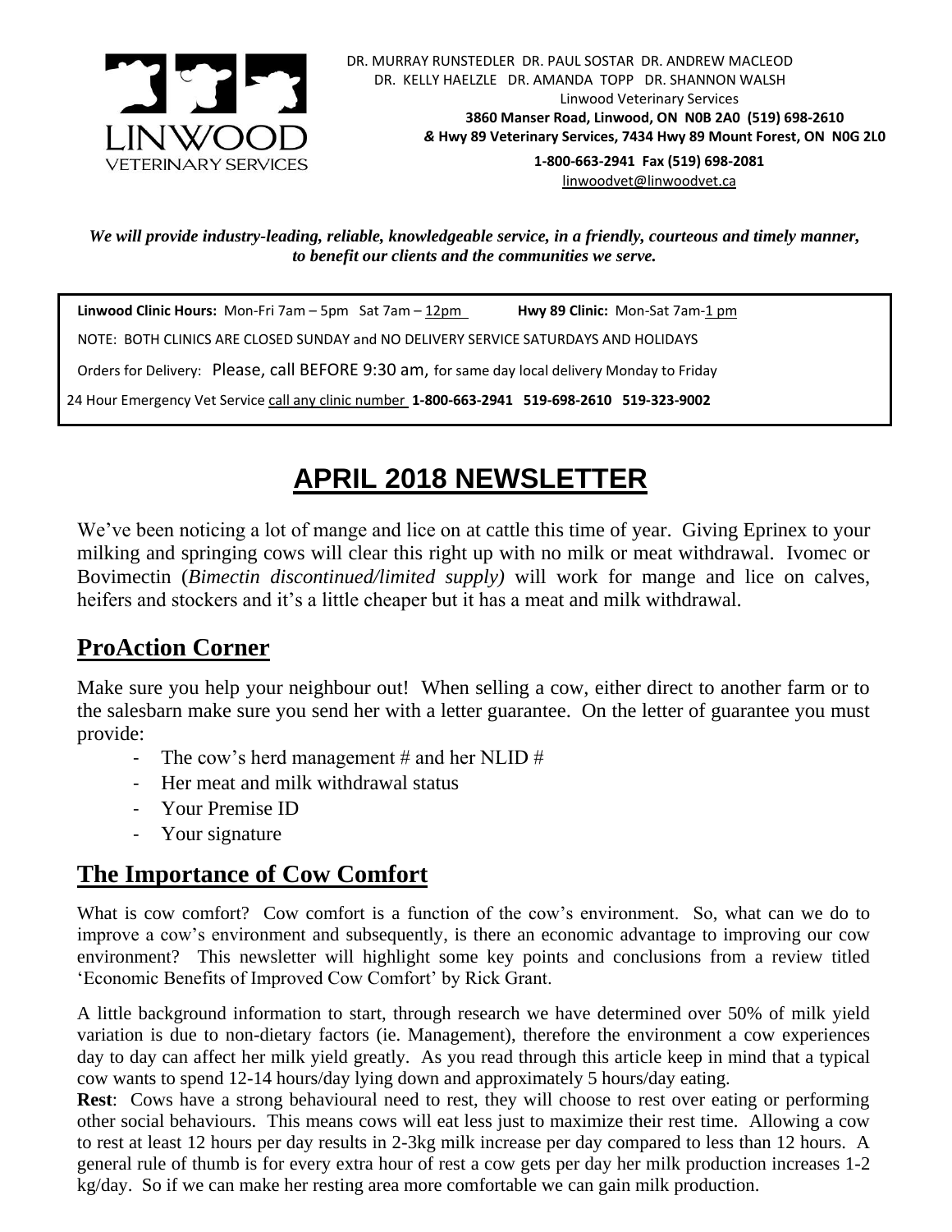LINWOOD VETERINARY SERVICES

DR. MURRAY RUNSTEDLER DR. PAUL SOSTAR DR. ANDREW MACLEOD
DR. KELLY HAELZLE DR. AMANDA TOPP DR. SHANNON WALSH
Linwood Veterinary Services
**3860 Manser Road, Linwood, ON N0B 2A0 (519) 698-2610**
***&* Hwy 89 Veterinary Services, 7434 Hwy 89 Mount Forest, ON N0G 2L0**
**1-800-663-2941 Fax (519) 698-2081**
linwoodvet@linwoodvet.ca

***We will provide industry-leading, reliable, knowledgeable service, in a friendly, courteous and timely manner, to benefit our clients and the communities we serve.***

**Linwood Clinic Hours:** Mon-Fri 7am – 5pm Sat 7am – 12pm **Hwy 89 Clinic:** Mon-Sat 7am-1 pm

NOTE: BOTH CLINICS ARE CLOSED SUNDAY and NO DELIVERY SERVICE SATURDAYS AND HOLIDAYS

Orders for Delivery: Please, call BEFORE 9:30 am, for same day local delivery Monday to Friday

24 Hour Emergency Vet Service call any clinic number **1-800-663-2941 519-698-2610 519-323-9002**

# APRIL 2018 NEWSLETTER

We've been noticing a lot of mange and lice on at cattle this time of year. Giving Eprinex to your milking and springing cows will clear this right up with no milk or meat withdrawal. Ivomec or Bovimectin (*Bimectin discontinued/limited supply)* will work for mange and lice on calves, heifers and stockers and it's a little cheaper but it has a meat and milk withdrawal.

## ProAction Corner

Make sure you help your neighbour out! When selling a cow, either direct to another farm or to the salesbarn make sure you send her with a letter guarantee. On the letter of guarantee you must provide:

- The cow's herd management # and her NLID #
- Her meat and milk withdrawal status
- Your Premise ID
- Your signature

## The Importance of Cow Comfort

What is cow comfort? Cow comfort is a function of the cow's environment. So, what can we do to improve a cow's environment and subsequently, is there an economic advantage to improving our cow environment? This newsletter will highlight some key points and conclusions from a review titled 'Economic Benefits of Improved Cow Comfort' by Rick Grant.

A little background information to start, through research we have determined over 50% of milk yield variation is due to non-dietary factors (ie. Management), therefore the environment a cow experiences day to day can affect her milk yield greatly. As you read through this article keep in mind that a typical cow wants to spend 12-14 hours/day lying down and approximately 5 hours/day eating.

**Rest**: Cows have a strong behavioural need to rest, they will choose to rest over eating or performing other social behaviours. This means cows will eat less just to maximize their rest time. Allowing a cow to rest at least 12 hours per day results in 2-3kg milk increase per day compared to less than 12 hours. A general rule of thumb is for every extra hour of rest a cow gets per day her milk production increases 1-2 kg/day. So if we can make her resting area more comfortable we can gain milk production.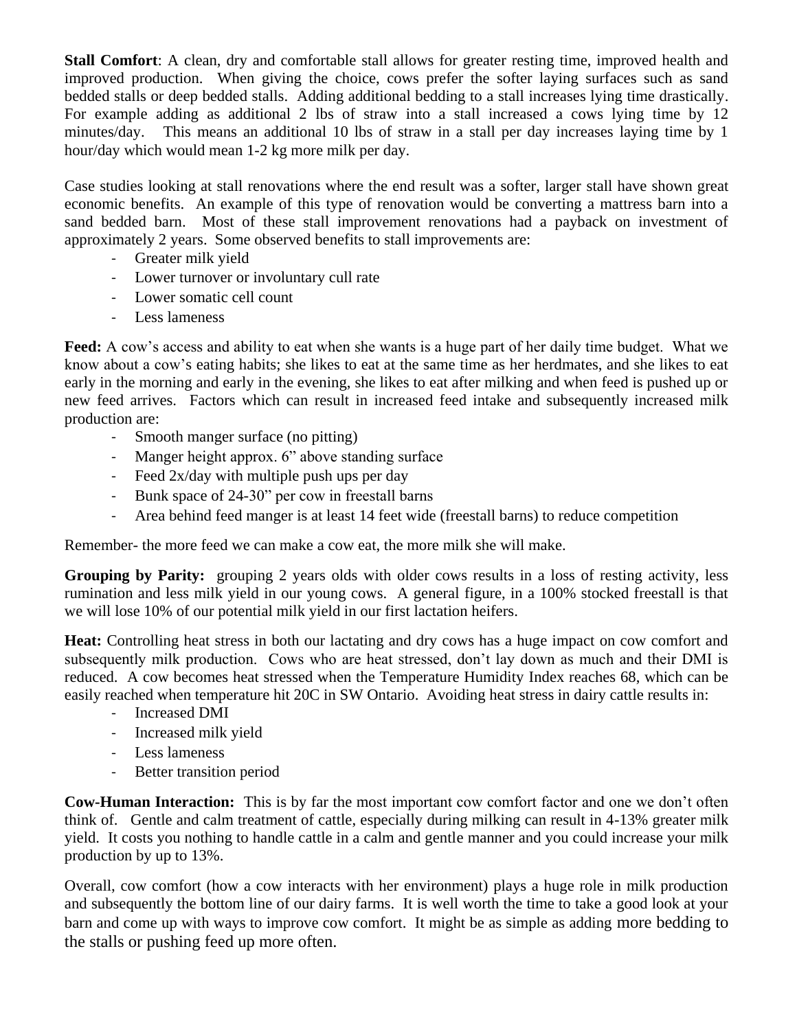**Stall Comfort**: A clean, dry and comfortable stall allows for greater resting time, improved health and improved production. When giving the choice, cows prefer the softer laying surfaces such as sand bedded stalls or deep bedded stalls. Adding additional bedding to a stall increases lying time drastically. For example adding as additional 2 lbs of straw into a stall increased a cows lying time by 12 minutes/day. This means an additional 10 lbs of straw in a stall per day increases laying time by 1 hour/day which would mean 1-2 kg more milk per day.

Case studies looking at stall renovations where the end result was a softer, larger stall have shown great economic benefits. An example of this type of renovation would be converting a mattress barn into a sand bedded barn. Most of these stall improvement renovations had a payback on investment of approximately 2 years. Some observed benefits to stall improvements are:

- Greater milk yield
- Lower turnover or involuntary cull rate
- Lower somatic cell count
- Less lameness

**Feed:** A cow's access and ability to eat when she wants is a huge part of her daily time budget. What we know about a cow's eating habits; she likes to eat at the same time as her herdmates, and she likes to eat early in the morning and early in the evening, she likes to eat after milking and when feed is pushed up or new feed arrives. Factors which can result in increased feed intake and subsequently increased milk production are:

- Smooth manger surface (no pitting)
- Manger height approx. 6" above standing surface
- Feed 2x/day with multiple push ups per day
- Bunk space of 24-30" per cow in freestall barns
- Area behind feed manger is at least 14 feet wide (freestall barns) to reduce competition

Remember- the more feed we can make a cow eat, the more milk she will make.

**Grouping by Parity:** grouping 2 years olds with older cows results in a loss of resting activity, less rumination and less milk yield in our young cows. A general figure, in a 100% stocked freestall is that we will lose 10% of our potential milk yield in our first lactation heifers.

**Heat:** Controlling heat stress in both our lactating and dry cows has a huge impact on cow comfort and subsequently milk production. Cows who are heat stressed, don't lay down as much and their DMI is reduced. A cow becomes heat stressed when the Temperature Humidity Index reaches 68, which can be easily reached when temperature hit 20C in SW Ontario. Avoiding heat stress in dairy cattle results in:

- Increased DMI
- Increased milk yield
- Less lameness
- Better transition period

**Cow-Human Interaction:** This is by far the most important cow comfort factor and one we don't often think of. Gentle and calm treatment of cattle, especially during milking can result in 4-13% greater milk yield. It costs you nothing to handle cattle in a calm and gentle manner and you could increase your milk production by up to 13%.

Overall, cow comfort (how a cow interacts with her environment) plays a huge role in milk production and subsequently the bottom line of our dairy farms. It is well worth the time to take a good look at your barn and come up with ways to improve cow comfort. It might be as simple as adding more bedding to the stalls or pushing feed up more often.